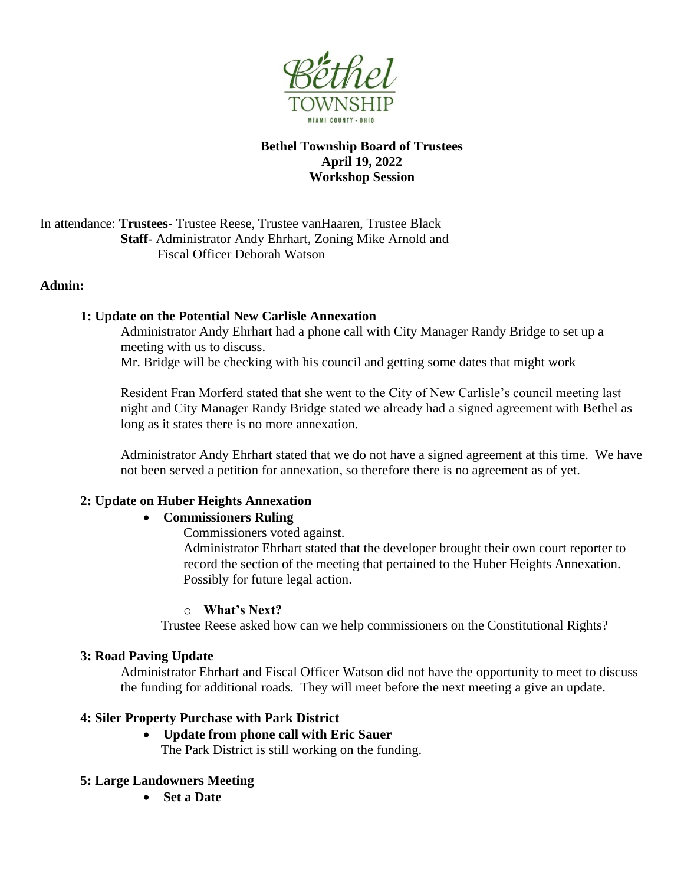**Bethel Township Board of Trustees**
**April 19, 2022**
**Workshop Session**

In attendance: **Trustees**- Trustee Reese, Trustee vanHaaren, Trustee Black
**Staff**- Administrator Andy Ehrhart, Zoning Mike Arnold and Fiscal Officer Deborah Watson

**Admin:**

**1: Update on the Potential New Carlisle Annexation**

Administrator Andy Ehrhart had a phone call with City Manager Randy Bridge to set up a meeting with us to discuss.
Mr. Bridge will be checking with his council and getting some dates that might work

Resident Fran Morferd stated that she went to the City of New Carlisle's council meeting last night and City Manager Randy Bridge stated we already had a signed agreement with Bethel as long as it states there is no more annexation.

Administrator Andy Ehrhart stated that we do not have a signed agreement at this time. We have not been served a petition for annexation, so therefore there is no agreement as of yet.

**2: Update on Huber Heights Annexation**

- **Commissioners Ruling**

  Commissioners voted against.
  Administrator Ehrhart stated that the developer brought their own court reporter to record the section of the meeting that pertained to the Huber Heights Annexation. Possibly for future legal action.

  - **What's Next?**

  Trustee Reese asked how can we help commissioners on the Constitutional Rights?

**3: Road Paving Update**

Administrator Ehrhart and Fiscal Officer Watson did not have the opportunity to meet to discuss the funding for additional roads. They will meet before the next meeting a give an update.

**4: Siler Property Purchase with Park District**

- **Update from phone call with Eric Sauer**

  The Park District is still working on the funding.

**5: Large Landowners Meeting**

- **Set a Date**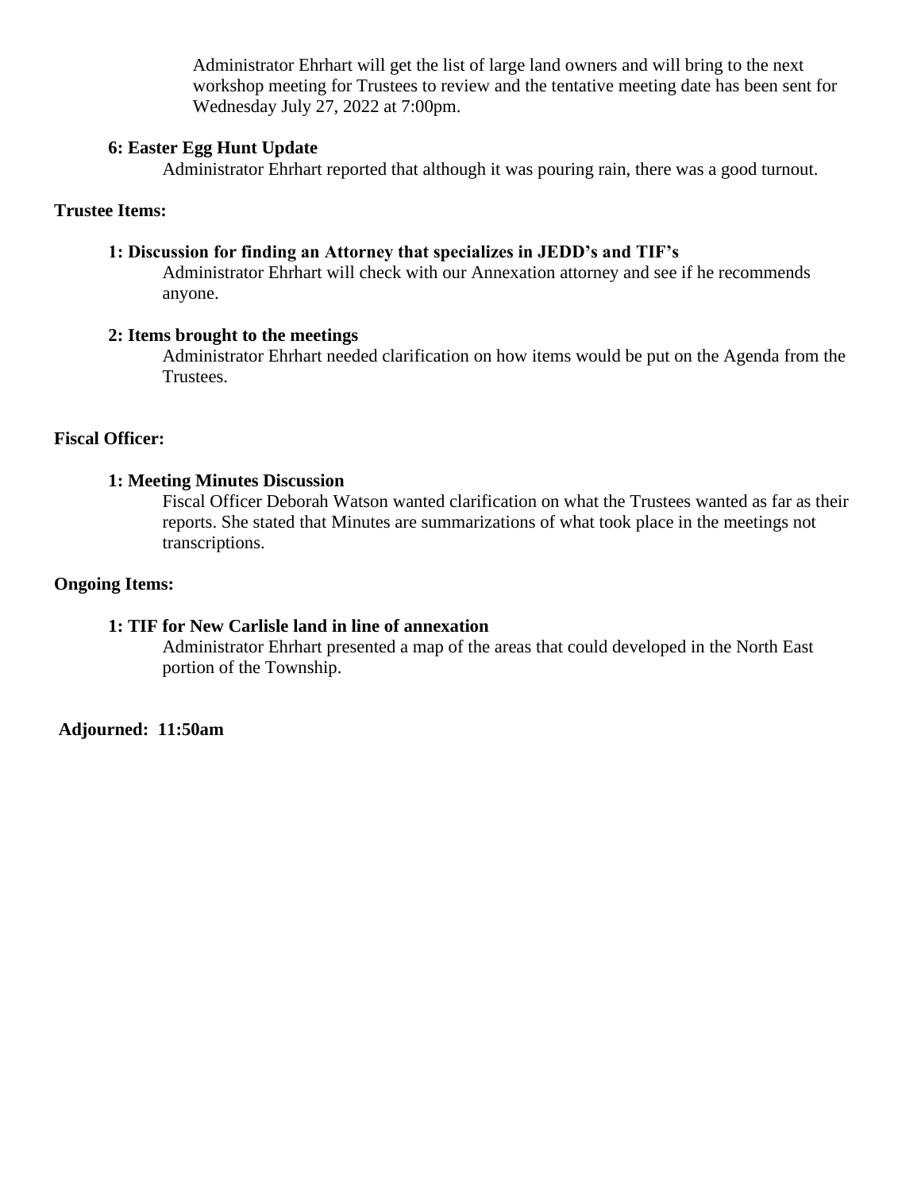Administrator Ehrhart will get the list of large land owners and will bring to the next workshop meeting for Trustees to review and the tentative meeting date has been sent for Wednesday July 27, 2022 at 7:00pm.

**6: Easter Egg Hunt Update**

Administrator Ehrhart reported that although it was pouring rain, there was a good turnout.

**Trustee Items:**

**1: Discussion for finding an Attorney that specializes in JEDD's and TIF's**

Administrator Ehrhart will check with our Annexation attorney and see if he recommends anyone.

**2: Items brought to the meetings**

Administrator Ehrhart needed clarification on how items would be put on the Agenda from the Trustees.

**Fiscal Officer:**

**1: Meeting Minutes Discussion**

Fiscal Officer Deborah Watson wanted clarification on what the Trustees wanted as far as their reports. She stated that Minutes are summarizations of what took place in the meetings not transcriptions.

**Ongoing Items:**

**1: TIF for New Carlisle land in line of annexation**

Administrator Ehrhart presented a map of the areas that could developed in the North East portion of the Township.

**Adjourned: 11:50am**